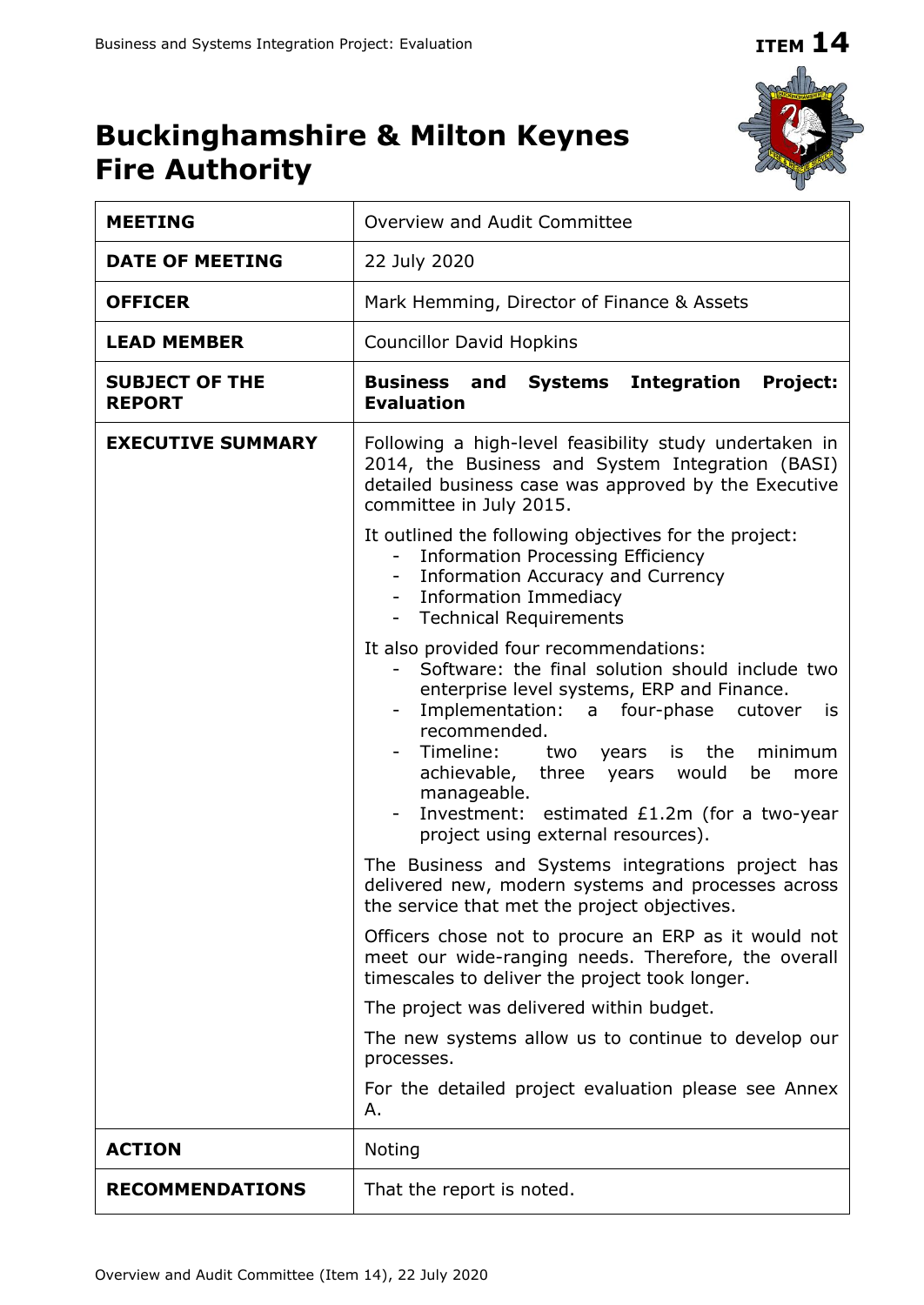ITEM 14

# Buckinghamshire & Milton Keynes Fire Authority

| | |
|---|---|
| **MEETING** | Overview and Audit Committee |
| **DATE OF MEETING** | 22 July 2020 |
| **OFFICER** | Mark Hemming, Director of Finance & Assets |
| **LEAD MEMBER** | Councillor David Hopkins |
| **SUBJECT OF THE REPORT** | **Business and Systems Integration Project: Evaluation** |
| **EXECUTIVE SUMMARY** | Following a high-level feasibility study undertaken in 2014, the Business and System Integration (BASI) detailed business case was approved by the Executive committee in July 2015.<br><br>It outlined the following objectives for the project:<br>- Information Processing Efficiency<br>- Information Accuracy and Currency<br>- Information Immediacy<br>- Technical Requirements<br><br>It also provided four recommendations:<br>- Software: the final solution should include two enterprise level systems, ERP and Finance.<br>- Implementation: a four-phase cutover is recommended.<br>- Timeline: two years is the minimum achievable, three years would be more manageable.<br>- Investment: estimated £1.2m (for a two-year project using external resources).<br><br>The Business and Systems integrations project has delivered new, modern systems and processes across the service that met the project objectives.<br><br>Officers chose not to procure an ERP as it would not meet our wide-ranging needs. Therefore, the overall timescales to deliver the project took longer.<br><br>The project was delivered within budget.<br><br>The new systems allow us to continue to develop our processes.<br><br>For the detailed project evaluation please see Annex A. |
| **ACTION** | Noting |
| **RECOMMENDATIONS** | That the report is noted. |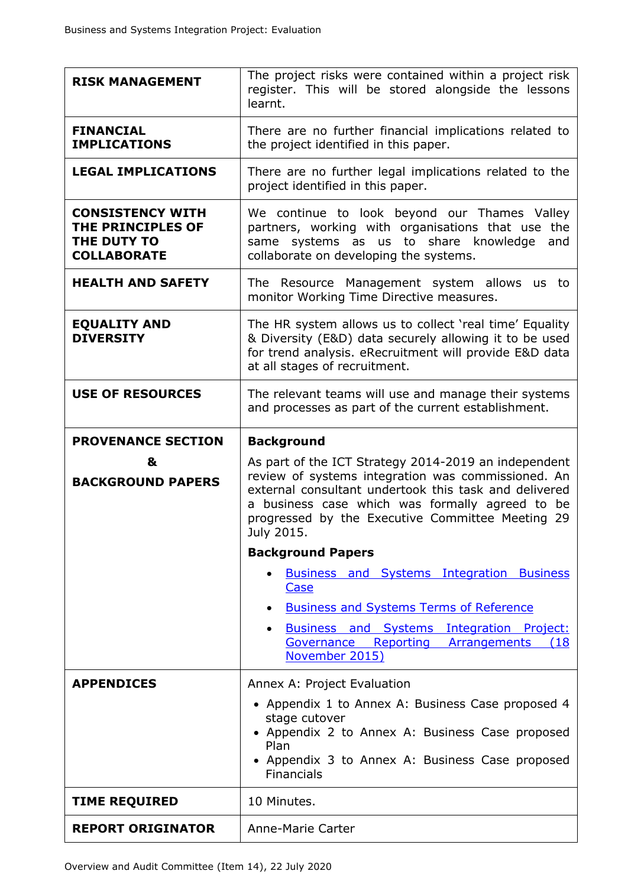| | |
|---|---|
| **RISK MANAGEMENT** | The project risks were contained within a project risk register. This will be stored alongside the lessons learnt. |
| **FINANCIAL IMPLICATIONS** | There are no further financial implications related to the project identified in this paper. |
| **LEGAL IMPLICATIONS** | There are no further legal implications related to the project identified in this paper. |
| **CONSISTENCY WITH THE PRINCIPLES OF THE DUTY TO COLLABORATE** | We continue to look beyond our Thames Valley partners, working with organisations that use the same systems as us to share knowledge and collaborate on developing the systems. |
| **HEALTH AND SAFETY** | The Resource Management system allows us to monitor Working Time Directive measures. |
| **EQUALITY AND DIVERSITY** | The HR system allows us to collect 'real time' Equality & Diversity (E&D) data securely allowing it to be used for trend analysis. eRecruitment will provide E&D data at all stages of recruitment. |
| **USE OF RESOURCES** | The relevant teams will use and manage their systems and processes as part of the current establishment. |
| **PROVENANCE SECTION & BACKGROUND PAPERS** | **Background**<br>As part of the ICT Strategy 2014-2019 an independent review of systems integration was commissioned. An external consultant undertook this task and delivered a business case which was formally agreed to be progressed by the Executive Committee Meeting 29 July 2015.<br>**Background Papers**<br>• Business and Systems Integration Business Case<br>• Business and Systems Terms of Reference<br>• Business and Systems Integration Project: Governance Reporting Arrangements (18 November 2015) |
| **APPENDICES** | Annex A: Project Evaluation<br>• Appendix 1 to Annex A: Business Case proposed 4 stage cutover<br>• Appendix 2 to Annex A: Business Case proposed Plan<br>• Appendix 3 to Annex A: Business Case proposed Financials |
| **TIME REQUIRED** | 10 Minutes. |
| **REPORT ORIGINATOR** | Anne-Marie Carter |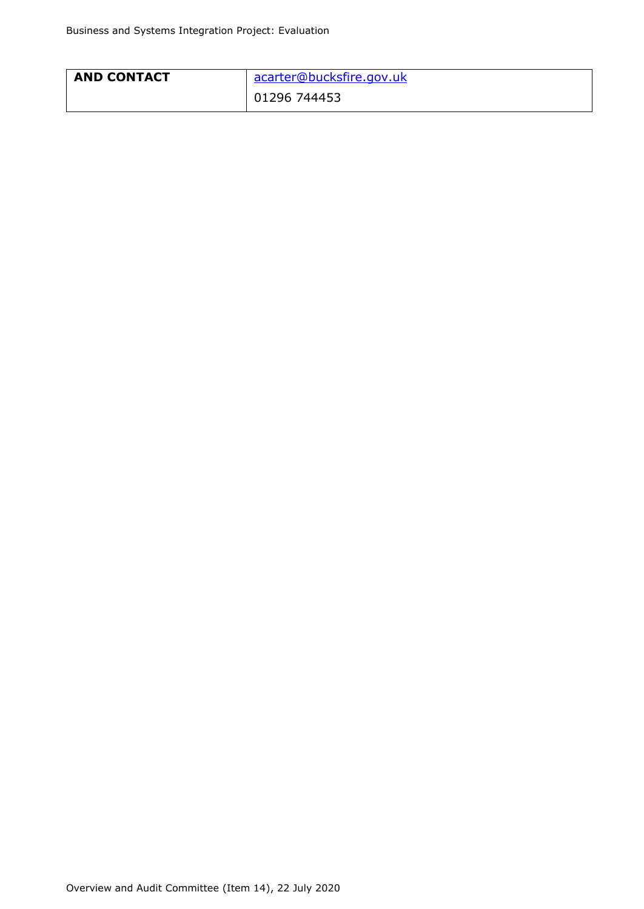| AND CONTACT | acarter@bucksfire.gov.uk<br>01296 744453 |
|---|---|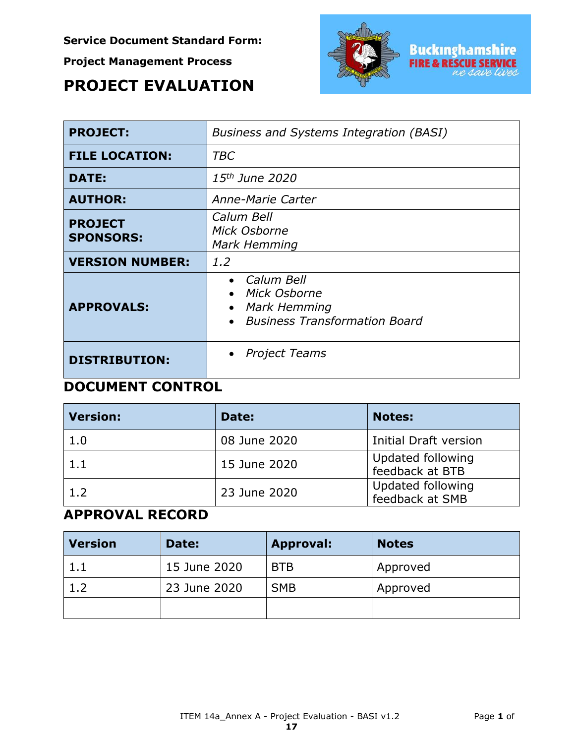**Service Document Standard Form:**

**Project Management Process**

# PROJECT EVALUATION

| PROJECT: | *Business and Systems Integration (BASI)* |
|---|---|
| FILE LOCATION: | *TBC* |
| DATE: | *15th June 2020* |
| AUTHOR: | *Anne-Marie Carter* |
| PROJECT SPONSORS: | *Calum Bell*<br>*Mick Osborne*<br>*Mark Hemming* |
| VERSION NUMBER: | *1.2* |
| APPROVALS: | • *Calum Bell*<br>• *Mick Osborne*<br>• *Mark Hemming*<br>• *Business Transformation Board* |
| DISTRIBUTION: | • *Project Teams* |

## DOCUMENT CONTROL

| Version: | Date: | Notes: |
|---|---|---|
| 1.0 | 08 June 2020 | Initial Draft version |
| 1.1 | 15 June 2020 | Updated following feedback at BTB |
| 1.2 | 23 June 2020 | Updated following feedback at SMB |

## APPROVAL RECORD

| Version | Date: | Approval: | Notes |
|---|---|---|---|
| 1.1 | 15 June 2020 | BTB | Approved |
| 1.2 | 23 June 2020 | SMB | Approved |
| | | | |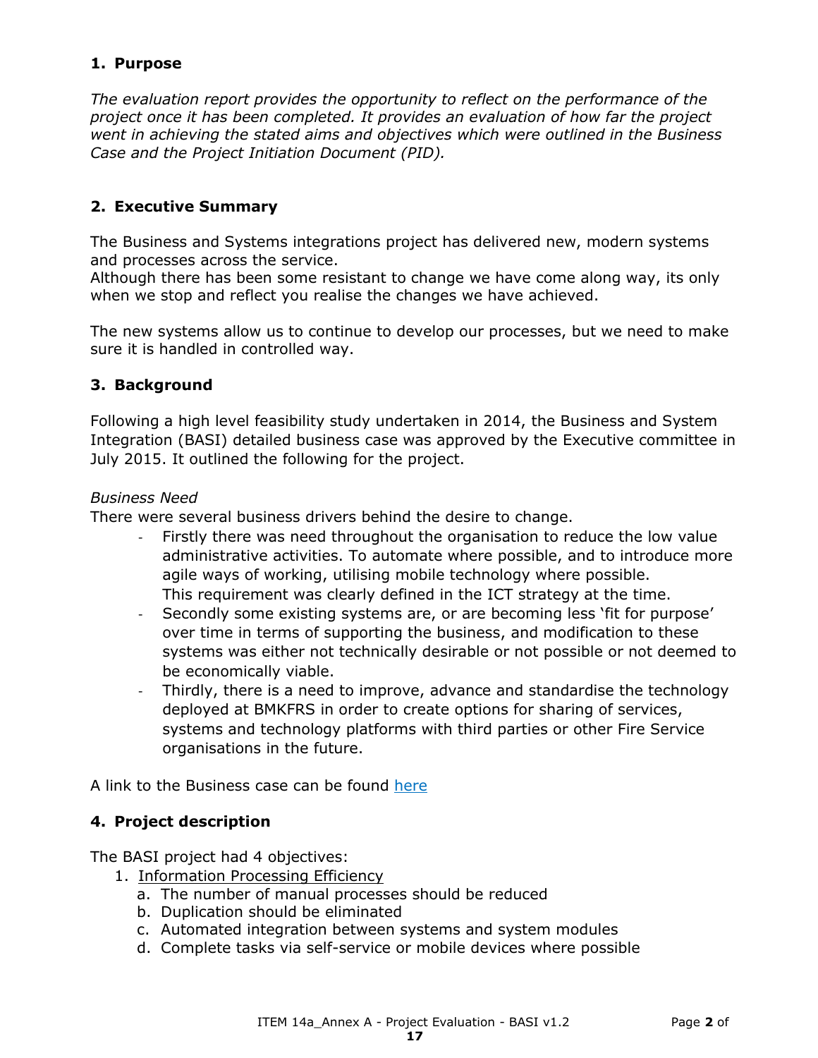## 1. Purpose

*The evaluation report provides the opportunity to reflect on the performance of the project once it has been completed. It provides an evaluation of how far the project went in achieving the stated aims and objectives which were outlined in the Business Case and the Project Initiation Document (PID).*

## 2. Executive Summary

The Business and Systems integrations project has delivered new, modern systems and processes across the service.
Although there has been some resistant to change we have come along way, its only when we stop and reflect you realise the changes we have achieved.

The new systems allow us to continue to develop our processes, but we need to make sure it is handled in controlled way.

## 3. Background

Following a high level feasibility study undertaken in 2014, the Business and System Integration (BASI) detailed business case was approved by the Executive committee in July 2015. It outlined the following for the project.

*Business Need*
There were several business drivers behind the desire to change.

- Firstly there was need throughout the organisation to reduce the low value administrative activities. To automate where possible, and to introduce more agile ways of working, utilising mobile technology where possible. This requirement was clearly defined in the ICT strategy at the time.
- Secondly some existing systems are, or are becoming less 'fit for purpose' over time in terms of supporting the business, and modification to these systems was either not technically desirable or not possible or not deemed to be economically viable.
- Thirdly, there is a need to improve, advance and standardise the technology deployed at BMKFRS in order to create options for sharing of services, systems and technology platforms with third parties or other Fire Service organisations in the future.

A link to the Business case can be found here

## 4. Project description

The BASI project had 4 objectives:

1. Information Processing Efficiency
   a. The number of manual processes should be reduced
   b. Duplication should be eliminated
   c. Automated integration between systems and system modules
   d. Complete tasks via self-service or mobile devices where possible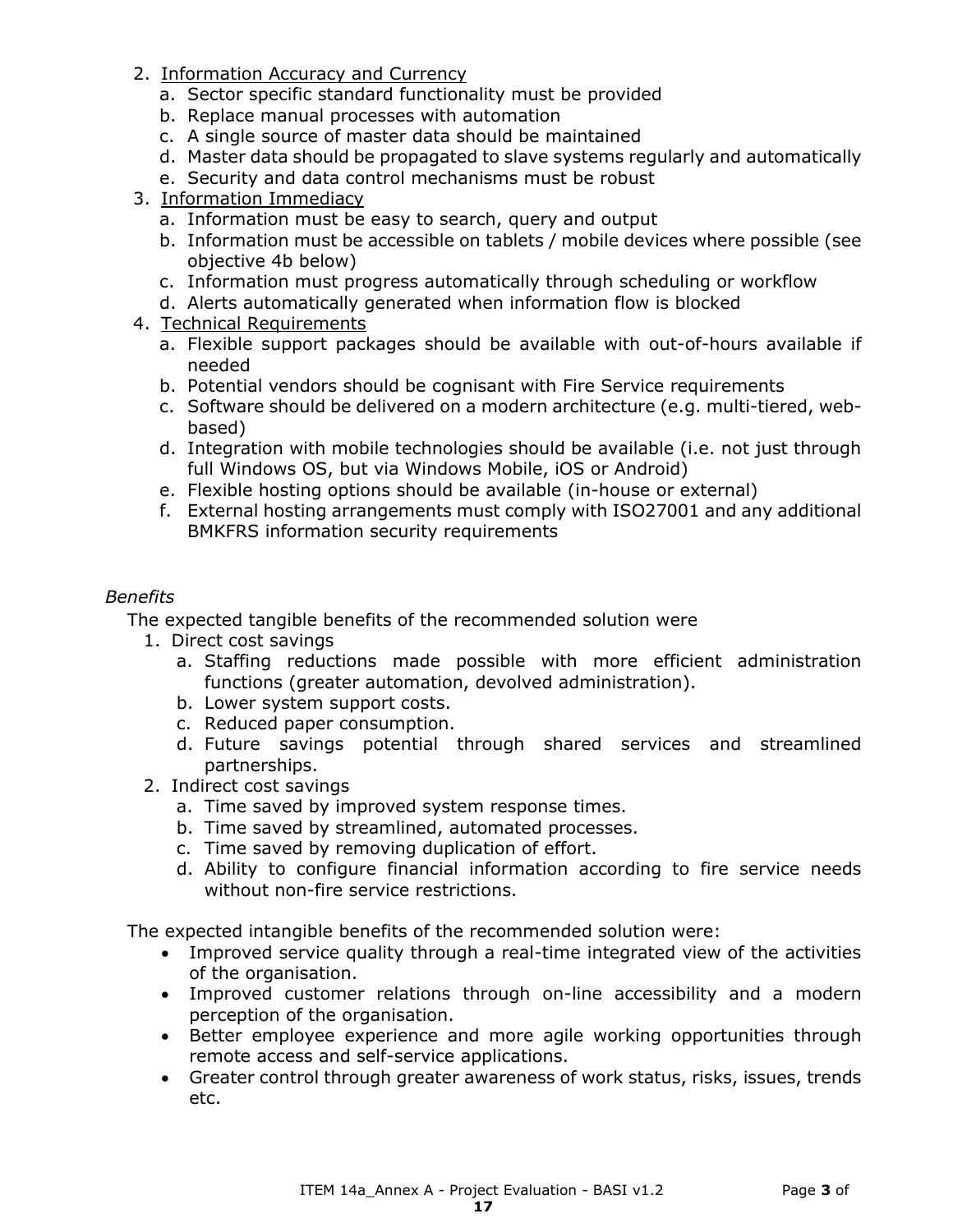2. <u>Information Accuracy and Currency</u>
   a. Sector specific standard functionality must be provided
   b. Replace manual processes with automation
   c. A single source of master data should be maintained
   d. Master data should be propagated to slave systems regularly and automatically
   e. Security and data control mechanisms must be robust
3. <u>Information Immediacy</u>
   a. Information must be easy to search, query and output
   b. Information must be accessible on tablets / mobile devices where possible (see objective 4b below)
   c. Information must progress automatically through scheduling or workflow
   d. Alerts automatically generated when information flow is blocked
4. <u>Technical Requirements</u>
   a. Flexible support packages should be available with out-of-hours available if needed
   b. Potential vendors should be cognisant with Fire Service requirements
   c. Software should be delivered on a modern architecture (e.g. multi-tiered, web-based)
   d. Integration with mobile technologies should be available (i.e. not just through full Windows OS, but via Windows Mobile, iOS or Android)
   e. Flexible hosting options should be available (in-house or external)
   f. External hosting arrangements must comply with ISO27001 and any additional BMKFRS information security requirements

*Benefits*

The expected tangible benefits of the recommended solution were

1. Direct cost savings
   a. Staffing reductions made possible with more efficient administration functions (greater automation, devolved administration).
   b. Lower system support costs.
   c. Reduced paper consumption.
   d. Future savings potential through shared services and streamlined partnerships.
2. Indirect cost savings
   a. Time saved by improved system response times.
   b. Time saved by streamlined, automated processes.
   c. Time saved by removing duplication of effort.
   d. Ability to configure financial information according to fire service needs without non-fire service restrictions.

The expected intangible benefits of the recommended solution were:

- Improved service quality through a real-time integrated view of the activities of the organisation.
- Improved customer relations through on-line accessibility and a modern perception of the organisation.
- Better employee experience and more agile working opportunities through remote access and self-service applications.
- Greater control through greater awareness of work status, risks, issues, trends etc.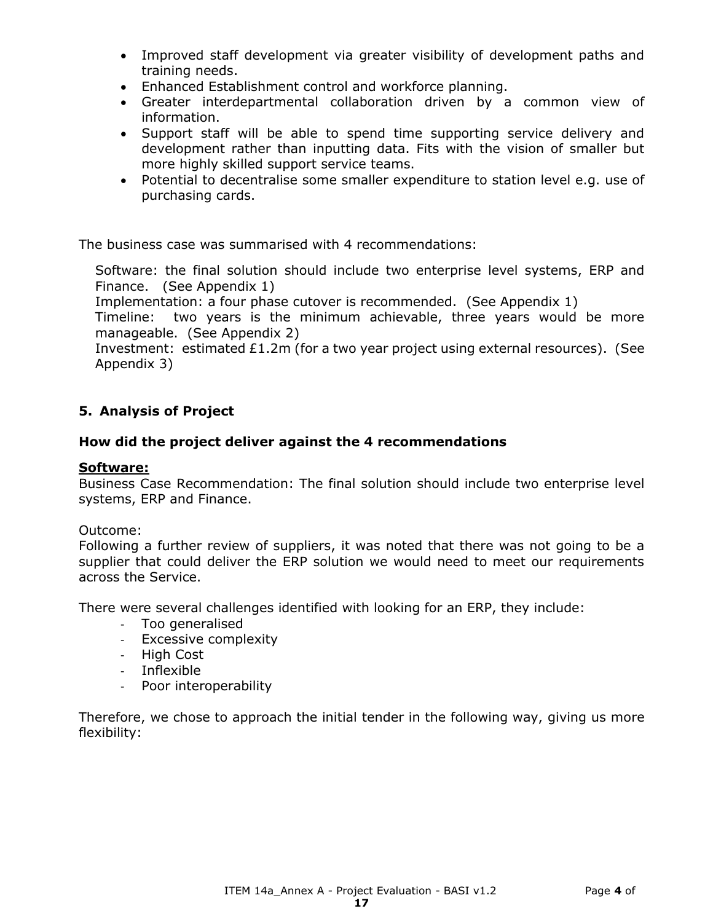- Improved staff development via greater visibility of development paths and training needs.
- Enhanced Establishment control and workforce planning.
- Greater interdepartmental collaboration driven by a common view of information.
- Support staff will be able to spend time supporting service delivery and development rather than inputting data. Fits with the vision of smaller but more highly skilled support service teams.
- Potential to decentralise some smaller expenditure to station level e.g. use of purchasing cards.

The business case was summarised with 4 recommendations:

Software: the final solution should include two enterprise level systems, ERP and Finance. (See Appendix 1)
Implementation: a four phase cutover is recommended. (See Appendix 1)
Timeline: two years is the minimum achievable, three years would be more manageable. (See Appendix 2)
Investment: estimated £1.2m (for a two year project using external resources). (See Appendix 3)

## 5. Analysis of Project

### How did the project deliver against the 4 recommendations

**Software:**

Business Case Recommendation: The final solution should include two enterprise level systems, ERP and Finance.

Outcome:
Following a further review of suppliers, it was noted that there was not going to be a supplier that could deliver the ERP solution we would need to meet our requirements across the Service.

There were several challenges identified with looking for an ERP, they include:

- Too generalised
- Excessive complexity
- High Cost
- Inflexible
- Poor interoperability

Therefore, we chose to approach the initial tender in the following way, giving us more flexibility: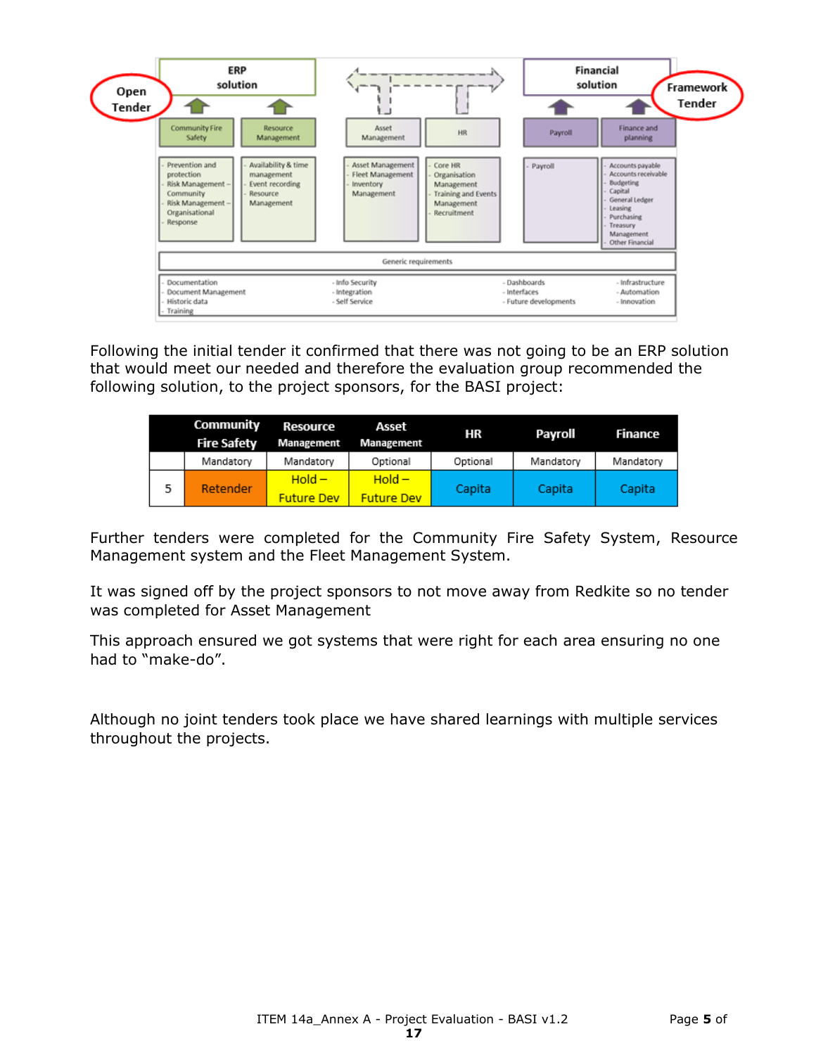| | ERP solution | | | | Financial solution | |
|---|---|---|---|---|---|---|
| | Open Tender | | | | Framework Tender | |
| | Community Fire Safety | Resource Management | Asset Management | HR | Payroll | Finance and planning |
| | Prevention and protection<br>Risk Management – Community<br>Risk Management – Organisational<br>Response | Availability & time management<br>Event recording<br>Resource Management | Asset Management<br>Fleet Management<br>Inventory Management | Core HR<br>Organisation Management<br>Training and Events Management<br>Recruitment | Payroll | Accounts payable<br>Accounts receivable<br>Budgeting<br>Capital<br>General Ledger<br>Leasing<br>Purchasing<br>Treasury Management<br>Other Financial |

Generic requirements

- Documentation
- Document Management
- Historic data
- Training
- Info Security
- Integration
- Self Service
- Dashboards
- Interfaces
- Future developments
- Infrastructure
- Automation
- Innovation

Following the initial tender it confirmed that there was not going to be an ERP solution that would meet our needed and therefore the evaluation group recommended the following solution, to the project sponsors, for the BASI project:

| | Community Fire Safety | Resource Management | Asset Management | HR | Payroll | Finance |
|---|---|---|---|---|---|---|
| | Mandatory | Mandatory | Optional | Optional | Mandatory | Mandatory |
| 5 | Retender | Hold – Future Dev | Hold – Future Dev | Capita | Capita | Capita |

Further tenders were completed for the Community Fire Safety System, Resource Management system and the Fleet Management System.

It was signed off by the project sponsors to not move away from Redkite so no tender was completed for Asset Management

This approach ensured we got systems that were right for each area ensuring no one had to "make-do".

Although no joint tenders took place we have shared learnings with multiple services throughout the projects.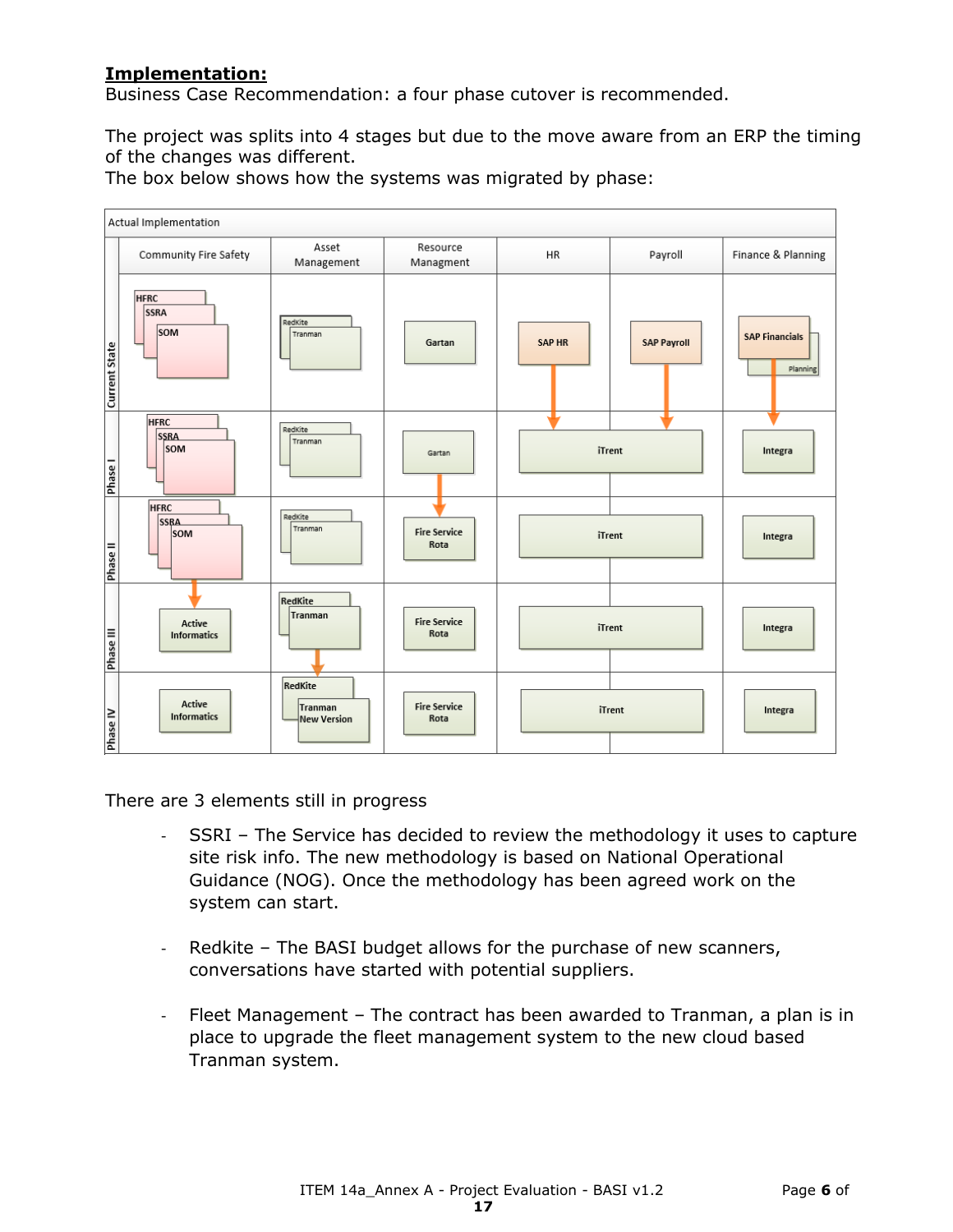**Implementation:**
Business Case Recommendation: a four phase cutover is recommended.

The project was splits into 4 stages but due to the move aware from an ERP the timing of the changes was different.
The box below shows how the systems was migrated by phase:

| Actual Implementation | Community Fire Safety | Asset Management | Resource Managment | HR | Payroll | Finance & Planning |
|---|---|---|---|---|---|---|
| Current State | HFRC, SSRA, SOM | RedKite, Tranman | Gartan | SAP HR | SAP Payroll | SAP Financials, Planning |
| Phase I | HFRC, SSRA, SOM | RedKite, Tranman | Gartan | iTrent | iTrent | Integra |
| Phase II | HFRC, SSRA, SOM | RedKite, Tranman | Fire Service Rota | iTrent | iTrent | Integra |
| Phase III | Active Informatics | RedKite, Tranman | Fire Service Rota | iTrent | iTrent | Integra |
| Phase IV | Active Informatics | RedKite, Tranman New Version | Fire Service Rota | iTrent | iTrent | Integra |

There are 3 elements still in progress

- SSRI – The Service has decided to review the methodology it uses to capture site risk info. The new methodology is based on National Operational Guidance (NOG). Once the methodology has been agreed work on the system can start.

- Redkite – The BASI budget allows for the purchase of new scanners, conversations have started with potential suppliers.

- Fleet Management – The contract has been awarded to Tranman, a plan is in place to upgrade the fleet management system to the new cloud based Tranman system.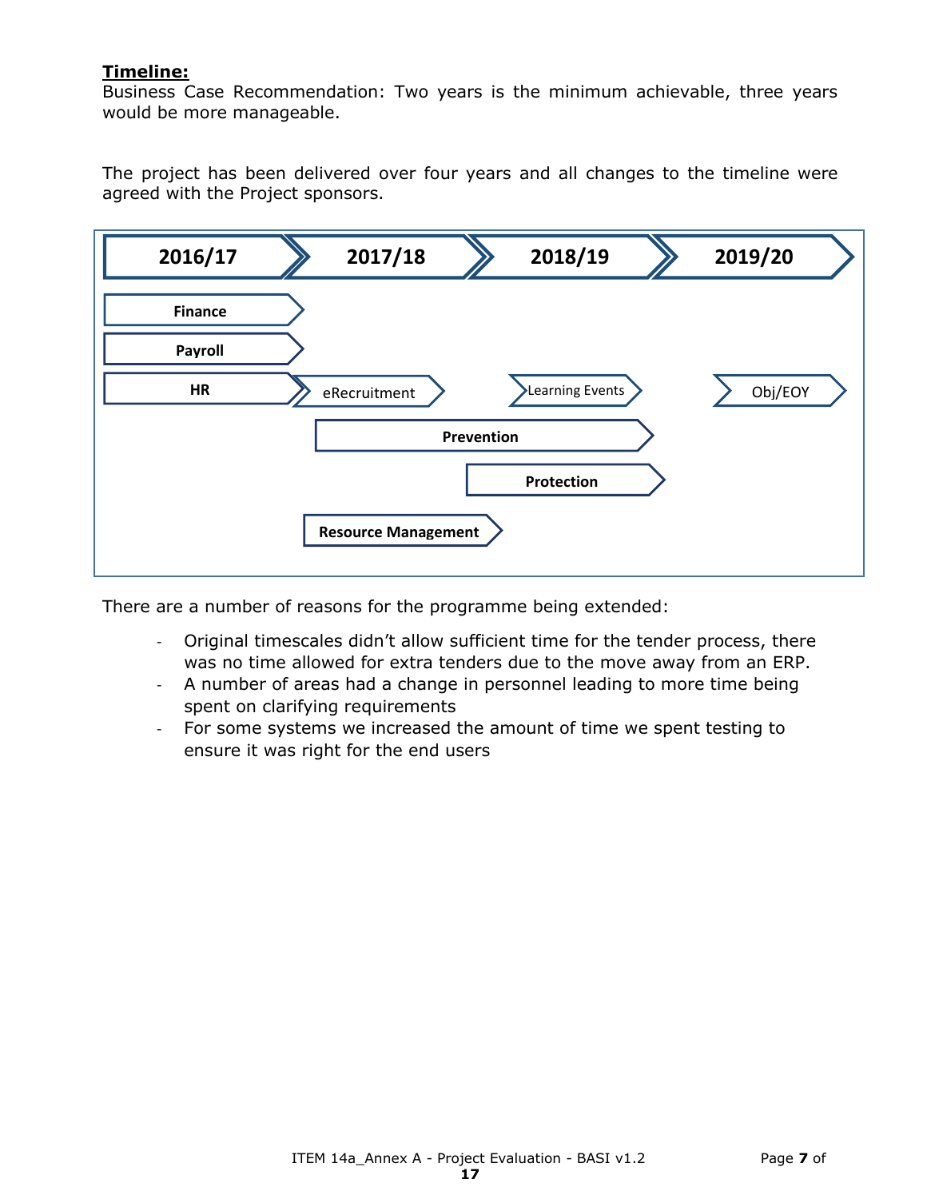**Timeline:**

Business Case Recommendation: Two years is the minimum achievable, three years would be more manageable.

The project has been delivered over four years and all changes to the timeline were agreed with the Project sponsors.

| 2016/17 | 2017/18 | 2018/19 | 2019/20 |
|---|---|---|---|
| Finance | | | |
| Payroll | | | |
| HR | eRecruitment | Learning Events | Obj/EOY |
| | Prevention | Prevention | |
| | | Protection | |
| | Resource Management | | |

There are a number of reasons for the programme being extended:

- Original timescales didn't allow sufficient time for the tender process, there was no time allowed for extra tenders due to the move away from an ERP.
- A number of areas had a change in personnel leading to more time being spent on clarifying requirements
- For some systems we increased the amount of time we spent testing to ensure it was right for the end users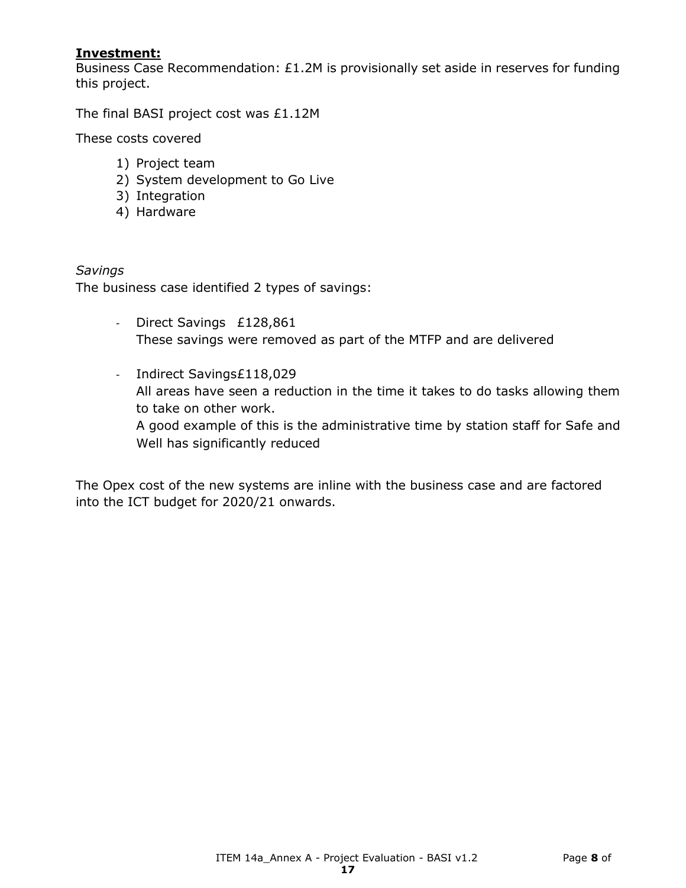**Investment:**
Business Case Recommendation: £1.2M is provisionally set aside in reserves for funding this project.

The final BASI project cost was £1.12M

These costs covered

1) Project team
2) System development to Go Live
3) Integration
4) Hardware

*Savings*
The business case identified 2 types of savings:

- Direct Savings £128,861
  These savings were removed as part of the MTFP and are delivered

- Indirect Savings£118,029
  All areas have seen a reduction in the time it takes to do tasks allowing them to take on other work.
  A good example of this is the administrative time by station staff for Safe and Well has significantly reduced

The Opex cost of the new systems are inline with the business case and are factored into the ICT budget for 2020/21 onwards.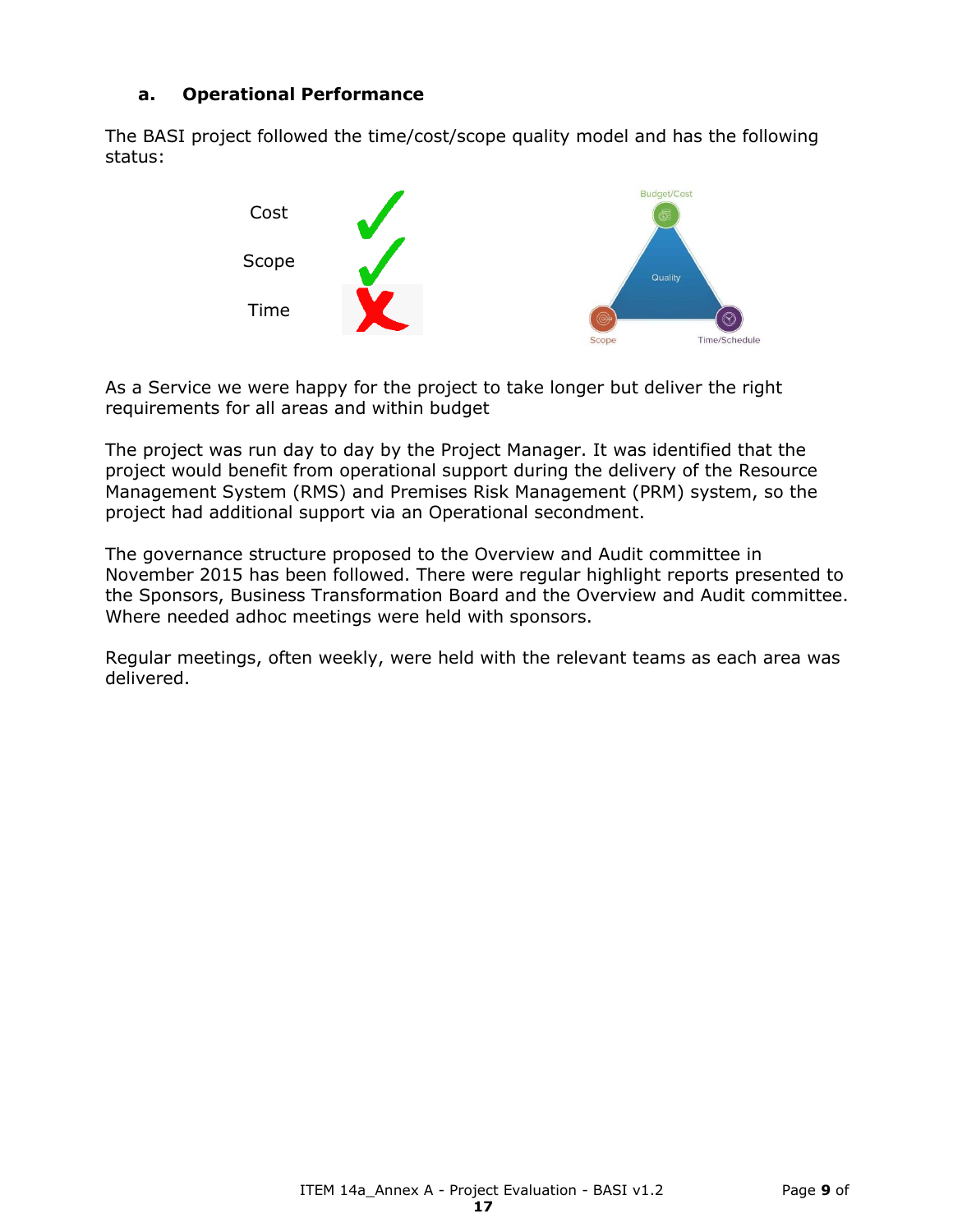### a. Operational Performance

The BASI project followed the time/cost/scope quality model and has the following status:

| | |
|---|---|
| Cost | ✓ |
| Scope | ✓ |
| Time | ✗ |

As a Service we were happy for the project to take longer but deliver the right requirements for all areas and within budget

The project was run day to day by the Project Manager. It was identified that the project would benefit from operational support during the delivery of the Resource Management System (RMS) and Premises Risk Management (PRM) system, so the project had additional support via an Operational secondment.

The governance structure proposed to the Overview and Audit committee in November 2015 has been followed. There were regular highlight reports presented to the Sponsors, Business Transformation Board and the Overview and Audit committee. Where needed adhoc meetings were held with sponsors.

Regular meetings, often weekly, were held with the relevant teams as each area was delivered.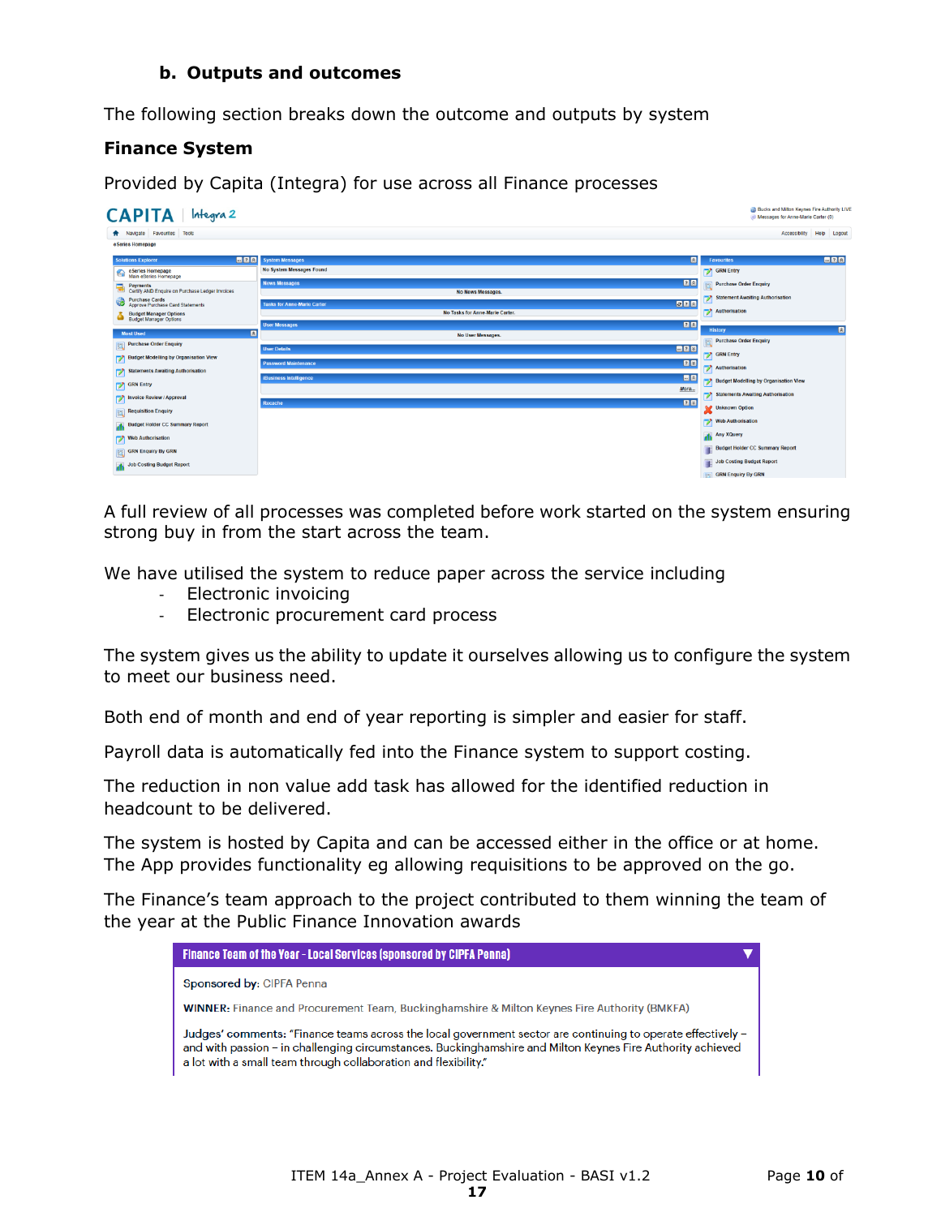### b. Outputs and outcomes

The following section breaks down the outcome and outputs by system

**Finance System**

Provided by Capita (Integra) for use across all Finance processes

A full review of all processes was completed before work started on the system ensuring strong buy in from the start across the team.

We have utilised the system to reduce paper across the service including

- Electronic invoicing
- Electronic procurement card process

The system gives us the ability to update it ourselves allowing us to configure the system to meet our business need.

Both end of month and end of year reporting is simpler and easier for staff.

Payroll data is automatically fed into the Finance system to support costing.

The reduction in non value add task has allowed for the identified reduction in headcount to be delivered.

The system is hosted by Capita and can be accessed either in the office or at home. The App provides functionality eg allowing requisitions to be approved on the go.

The Finance's team approach to the project contributed to them winning the team of the year at the Public Finance Innovation awards

**Finance Team of the Year - Local Services (sponsored by CIPFA Penna)**

**Sponsored by:** CIPFA Penna

**WINNER:** Finance and Procurement Team, Buckinghamshire & Milton Keynes Fire Authority (BMKFA)

**Judges' comments:** "Finance teams across the local government sector are continuing to operate effectively – and with passion – in challenging circumstances. Buckinghamshire and Milton Keynes Fire Authority achieved a lot with a small team through collaboration and flexibility."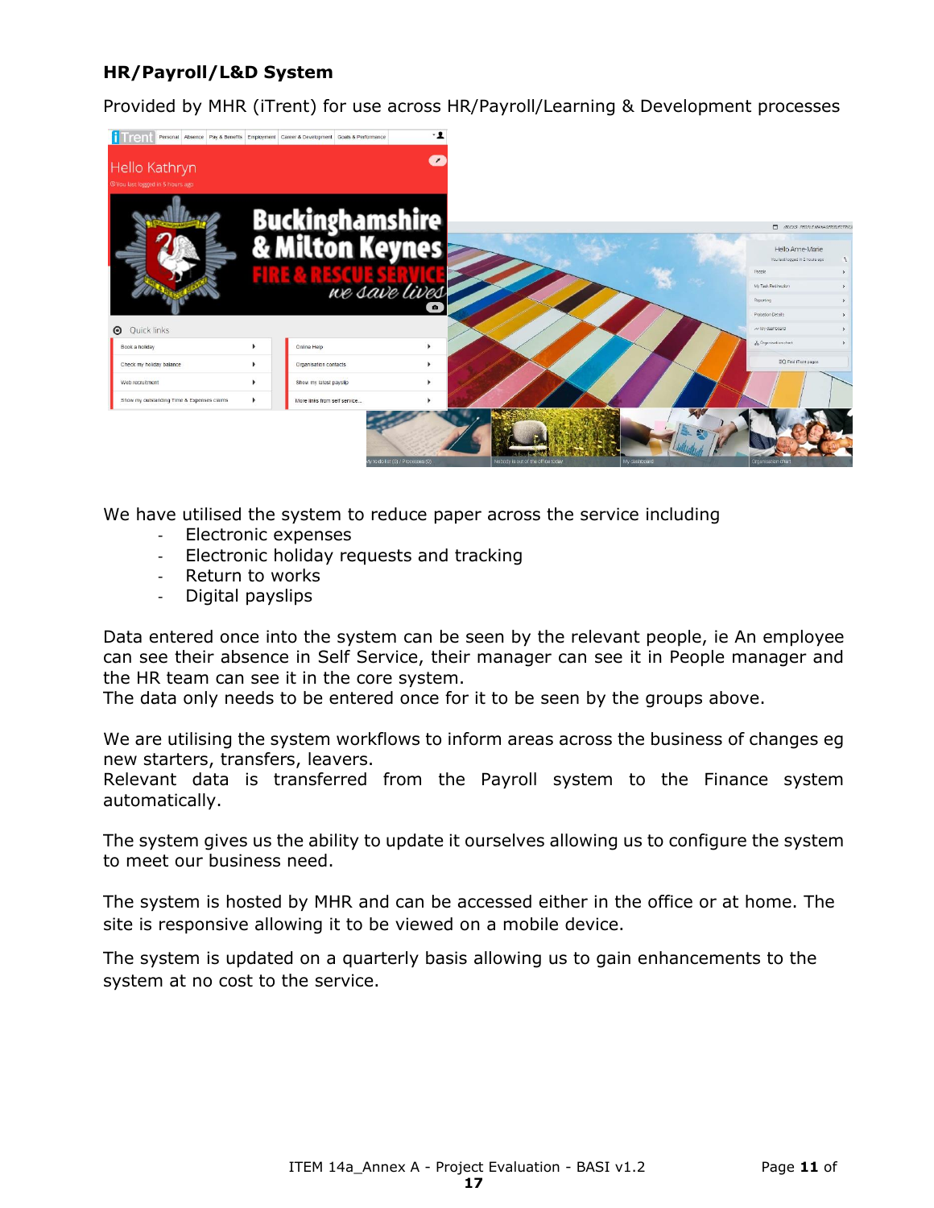**HR/Payroll/L&D System**

Provided by MHR (iTrent) for use across HR/Payroll/Learning & Development processes

We have utilised the system to reduce paper across the service including

- Electronic expenses
- Electronic holiday requests and tracking
- Return to works
- Digital payslips

Data entered once into the system can be seen by the relevant people, ie An employee can see their absence in Self Service, their manager can see it in People manager and the HR team can see it in the core system.
The data only needs to be entered once for it to be seen by the groups above.

We are utilising the system workflows to inform areas across the business of changes eg new starters, transfers, leavers.
Relevant data is transferred from the Payroll system to the Finance system automatically.

The system gives us the ability to update it ourselves allowing us to configure the system to meet our business need.

The system is hosted by MHR and can be accessed either in the office or at home. The site is responsive allowing it to be viewed on a mobile device.

The system is updated on a quarterly basis allowing us to gain enhancements to the system at no cost to the service.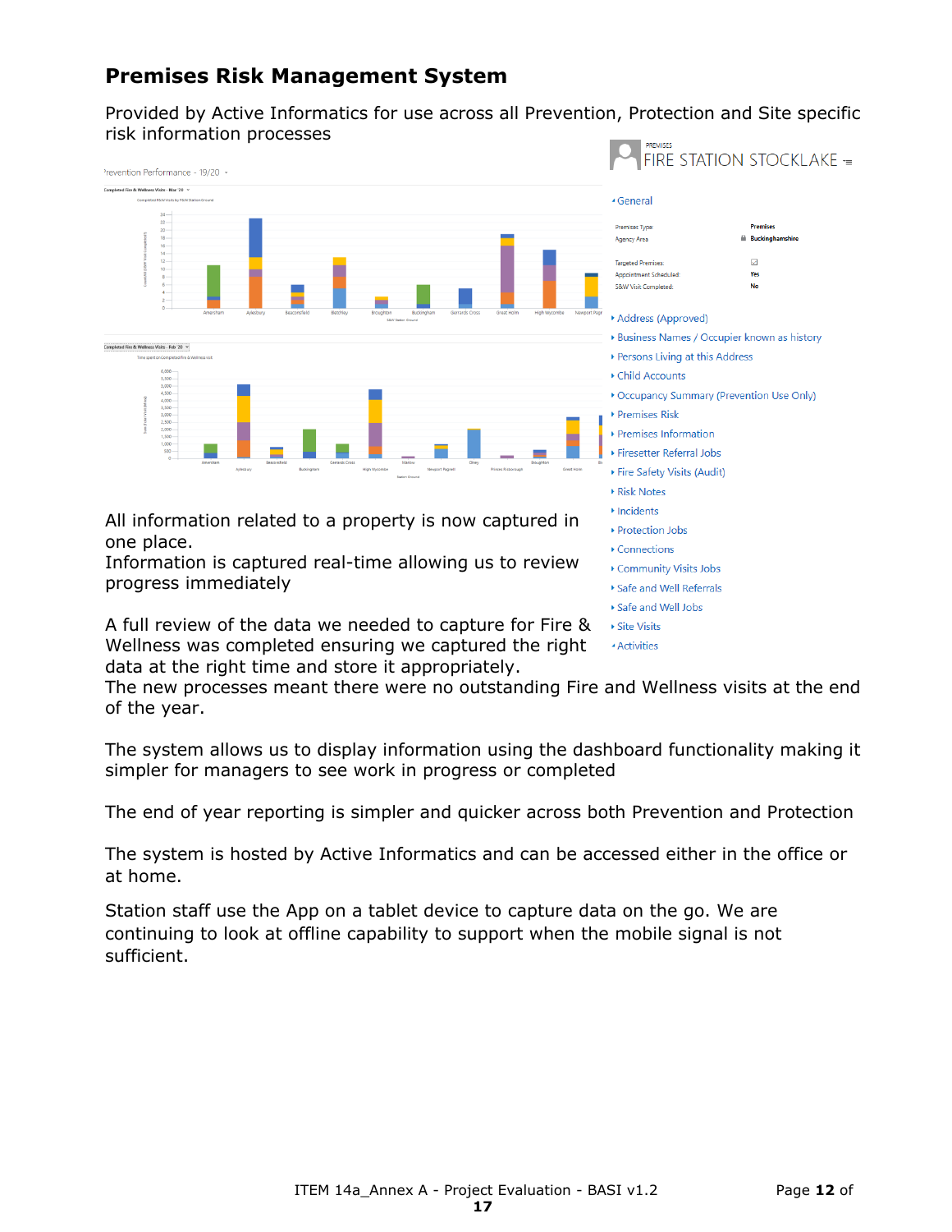## Premises Risk Management System

Provided by Active Informatics for use across all Prevention, Protection and Site specific risk information processes

All information related to a property is now captured in one place.
Information is captured real-time allowing us to review progress immediately

A full review of the data we needed to capture for Fire & Wellness was completed ensuring we captured the right data at the right time and store it appropriately.
The new processes meant there were no outstanding Fire and Wellness visits at the end of the year.

The system allows us to display information using the dashboard functionality making it simpler for managers to see work in progress or completed

The end of year reporting is simpler and quicker across both Prevention and Protection

The system is hosted by Active Informatics and can be accessed either in the office or at home.

Station staff use the App on a tablet device to capture data on the go. We are continuing to look at offline capability to support when the mobile signal is not sufficient.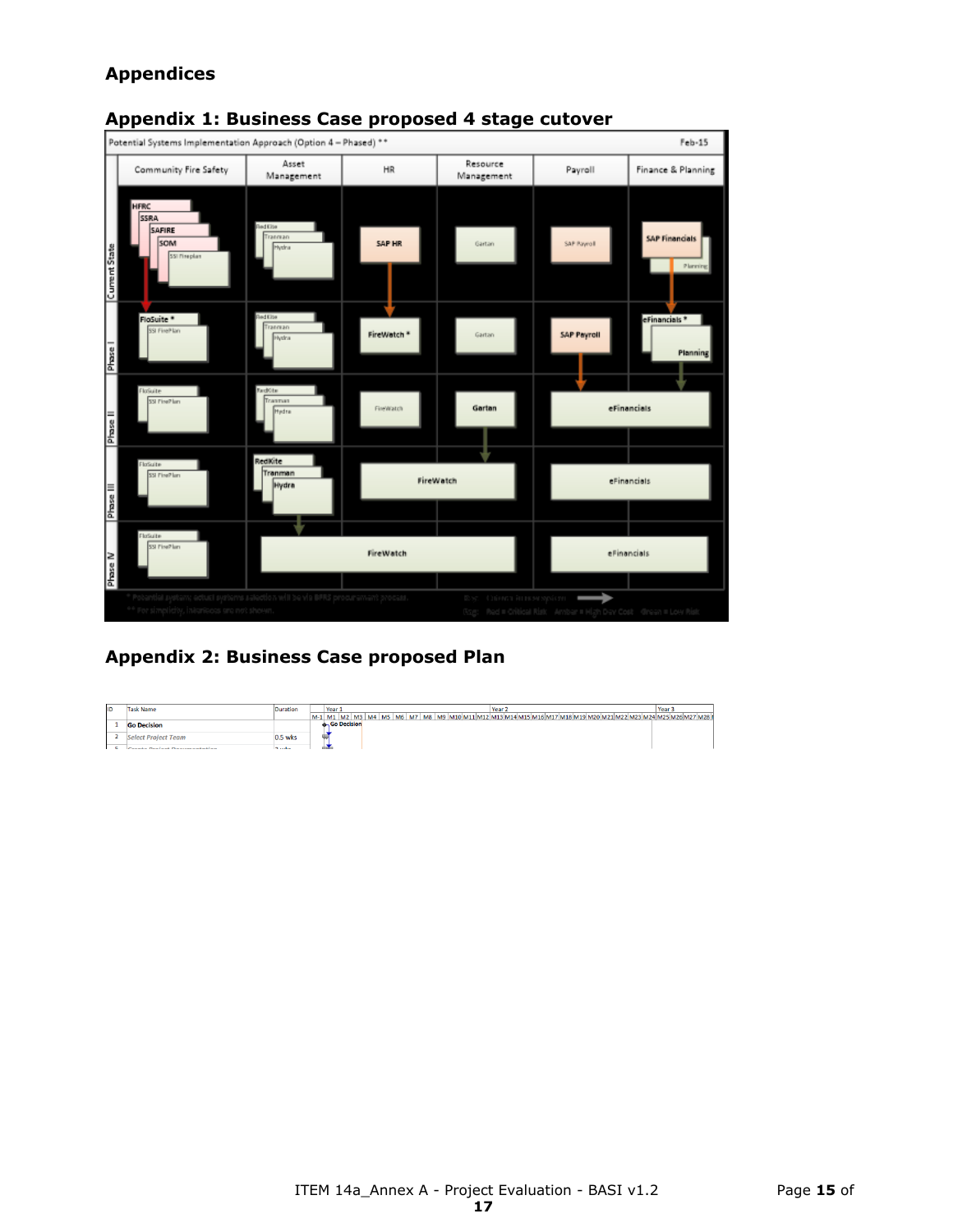# Appendices

## Appendix 1: Business Case proposed 4 stage cutover

## Appendix 2: Business Case proposed Plan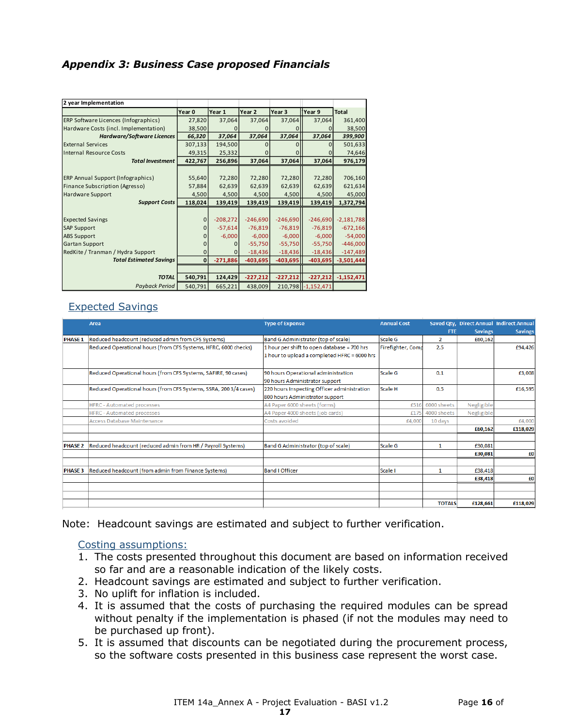### *Appendix 3: Business Case proposed Financials*

| 2 year Implementation | Year 0 | Year 1 | Year 2 | Year 3 | Year 9 | Total |
|---|---|---|---|---|---|---|
| ERP Software Licences (Infographics) | 27,820 | 37,064 | 37,064 | 37,064 | 37,064 | 361,400 |
| Hardware Costs (incl. Implementation) | 38,500 | 0 | 0 | 0 | 0 | 38,500 |
| ***Hardware/Software Licences*** | ***66,320*** | ***37,064*** | ***37,064*** | ***37,064*** | ***37,064*** | ***399,900*** |
| External Services | 307,133 | 194,500 | 0 | 0 | 0 | 501,633 |
| Internal Resource Costs | 49,315 | 25,332 | 0 | 0 | 0 | 74,646 |
| ***Total Investment*** | **422,767** | **256,896** | **37,064** | **37,064** | **37,064** | **976,179** |
| | | | | | | |
| ERP Annual Support (Infographics) | 55,640 | 72,280 | 72,280 | 72,280 | 72,280 | 706,160 |
| Finance Subscription (Agresso) | 57,884 | 62,639 | 62,639 | 62,639 | 62,639 | 621,634 |
| Hardware Support | 4,500 | 4,500 | 4,500 | 4,500 | 4,500 | 45,000 |
| ***Support Costs*** | **118,024** | **139,419** | **139,419** | **139,419** | **139,419** | **1,372,794** |
| | | | | | | |
| Expected Savings | 0 | -208,272 | -246,690 | -246,690 | -246,690 | -2,181,788 |
| SAP Support | 0 | -57,614 | -76,819 | -76,819 | -76,819 | -672,166 |
| ABS Support | 0 | -6,000 | -6,000 | -6,000 | -6,000 | -54,000 |
| Gartan Support | 0 | 0 | -55,750 | -55,750 | -55,750 | -446,000 |
| RedKite / Tranman / Hydra Support | 0 | 0 | -18,436 | -18,436 | -18,436 | -147,489 |
| ***Total Estimated Savings*** | **0** | **-271,886** | **-403,695** | **-403,695** | **-403,695** | **-3,501,444** |
| | | | | | | |
| ***TOTAL*** | **540,791** | **124,429** | **-227,212** | **-227,212** | **-227,212** | **-1,152,471** |
| *Payback Period* | 540,791 | 665,221 | 438,009 | 210,798 | -1,152,471 | |

## Expected Savings

| | Area | Type of Expense | Annual Cost | Saved Qty, FTE | Direct Annual Savings | Indirect Annual Savings |
|---|---|---|---|---|---|---|
| **PHASE 1** | Reduced headcount (reduced admin from CFS systems) | Band G Administrator (top of scale) | Scale G | 2 | £60,162 | |
| | Reduced Operational hours (from CFS Systems, HFRC, 6000 checks) | 1 hour per shift to open database = 700 hrs<br>1 hour to upload a completed HFRC = 6000 hrs | Firefighter, Comp | 2.5 | | £94,426 |
| | Reduced Operational hours (from CFS Systems, SAFIRE, 90 cases) | 90 hours Operational administration<br>90 hours Administrator support | Scale G | 0.1 | | £3,008 |
| | Reduced Operational hours (from CFS Systems, SSRA, 200 3/4 cases) | 220 hours Inspecting Officer administration<br>800 hours Administrator support | Scale H | 0.5 | | £16,595 |
| | HFRC - Automated processes | A4 Paper 6000 sheets (forms) | £516 | 6000 sheets | Negligible | |
| | HFRC - Automated processes | A4 Paper 4000 sheets (job cards) | £175 | 4000 sheets | Negligible | |
| | Access Database Maintenance | Costs avoided | £4,000 | 10 days | | £4,000 |
| | | | | | **£60,162** | **£118,029** |
| | | | | | | |
| **PHASE 2** | Reduced headcount (reduced admin from HR / Payroll Systems) | Band G Administrator (top of scale) | Scale G | 1 | £30,081 | |
| | | | | | **£30,081** | **£0** |
| | | | | | | |
| **PHASE 3** | Reduced headcount (from admin from Finance Systems) | Band I Officer | Scale I | 1 | £38,418 | |
| | | | | | **£38,418** | **£0** |
| | | | | | | |
| | | | | **TOTALS** | **£128,661** | **£118,029** |

Note: Headcount savings are estimated and subject to further verification.

Costing assumptions:

1. The costs presented throughout this document are based on information received so far and are a reasonable indication of the likely costs.
2. Headcount savings are estimated and subject to further verification.
3. No uplift for inflation is included.
4. It is assumed that the costs of purchasing the required modules can be spread without penalty if the implementation is phased (if not the modules may need to be purchased up front).
5. It is assumed that discounts can be negotiated during the procurement process, so the software costs presented in this business case represent the worst case.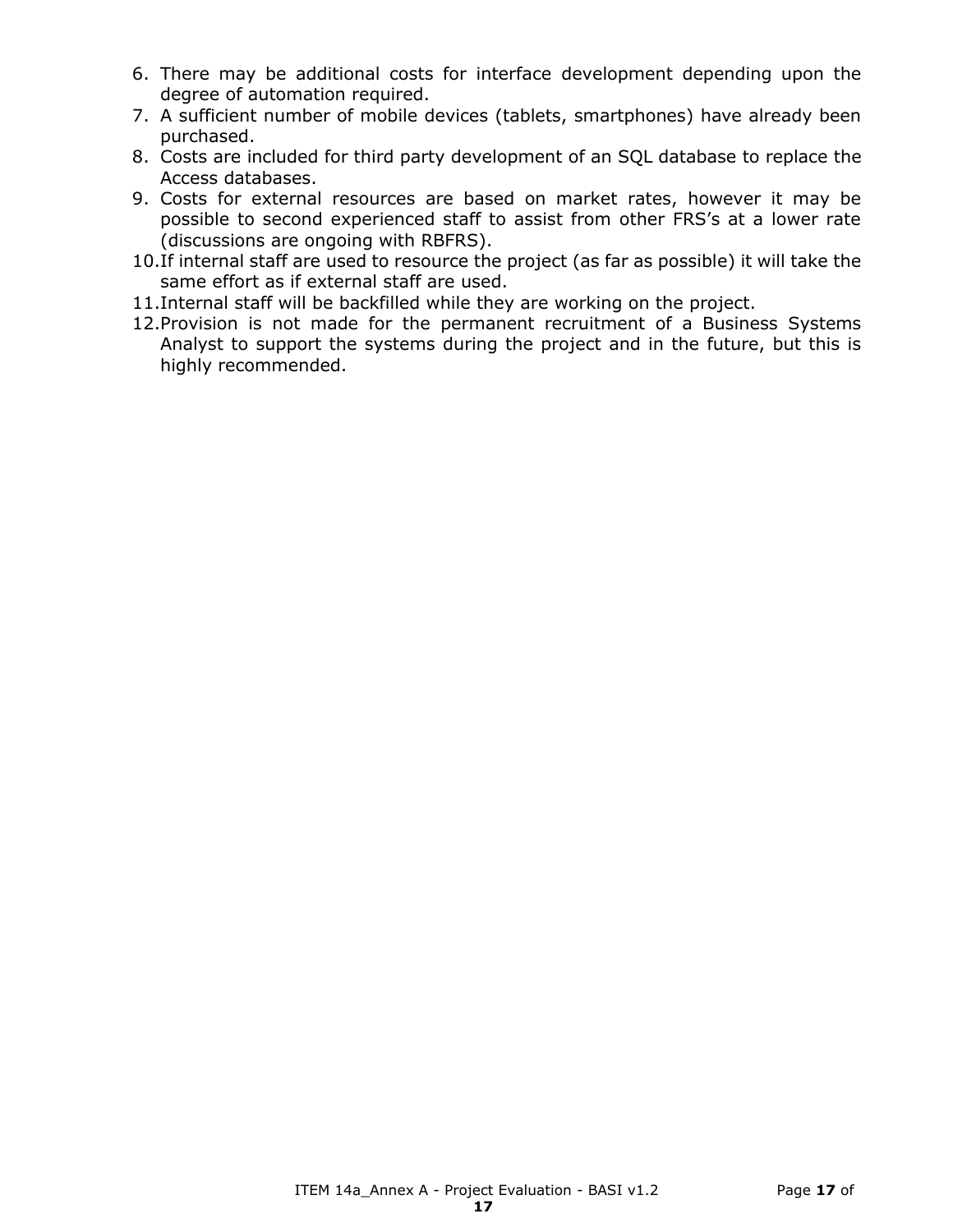6. There may be additional costs for interface development depending upon the degree of automation required.
7. A sufficient number of mobile devices (tablets, smartphones) have already been purchased.
8. Costs are included for third party development of an SQL database to replace the Access databases.
9. Costs for external resources are based on market rates, however it may be possible to second experienced staff to assist from other FRS's at a lower rate (discussions are ongoing with RBFRS).
10. If internal staff are used to resource the project (as far as possible) it will take the same effort as if external staff are used.
11. Internal staff will be backfilled while they are working on the project.
12. Provision is not made for the permanent recruitment of a Business Systems Analyst to support the systems during the project and in the future, but this is highly recommended.